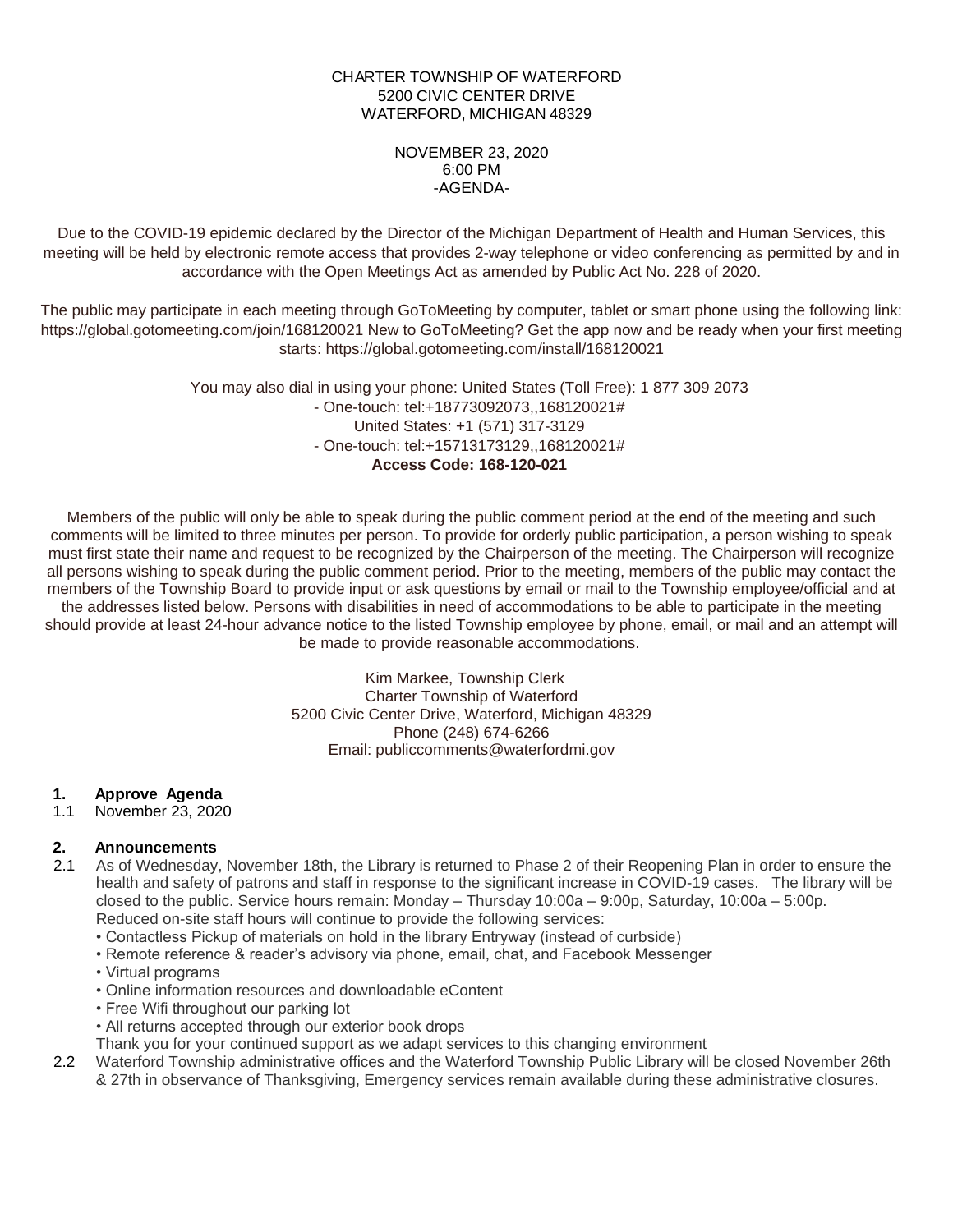CHARTER TOWNSHIP OF WATERFORD
5200 CIVIC CENTER DRIVE
WATERFORD, MICHIGAN 48329

NOVEMBER 23, 2020
6:00 PM
-AGENDA-

Due to the COVID-19 epidemic declared by the Director of the Michigan Department of Health and Human Services, this meeting will be held by electronic remote access that provides 2-way telephone or video conferencing as permitted by and in accordance with the Open Meetings Act as amended by Public Act No. 228 of 2020.

The public may participate in each meeting through GoToMeeting by computer, tablet or smart phone using the following link: https://global.gotomeeting.com/join/168120021 New to GoToMeeting? Get the app now and be ready when your first meeting starts: https://global.gotomeeting.com/install/168120021

You may also dial in using your phone: United States (Toll Free): 1 877 309 2073
- One-touch: tel:+18773092073,,168120021#
United States: +1 (571) 317-3129
- One-touch: tel:+15713173129,,168120021#
**Access Code: 168-120-021**

Members of the public will only be able to speak during the public comment period at the end of the meeting and such comments will be limited to three minutes per person. To provide for orderly public participation, a person wishing to speak must first state their name and request to be recognized by the Chairperson of the meeting. The Chairperson will recognize all persons wishing to speak during the public comment period. Prior to the meeting, members of the public may contact the members of the Township Board to provide input or ask questions by email or mail to the Township employee/official and at the addresses listed below. Persons with disabilities in need of accommodations to be able to participate in the meeting should provide at least 24-hour advance notice to the listed Township employee by phone, email, or mail and an attempt will be made to provide reasonable accommodations.

Kim Markee, Township Clerk
Charter Township of Waterford
5200 Civic Center Drive, Waterford, Michigan 48329
Phone (248) 674-6266
Email: publiccomments@waterfordmi.gov

**1. Approve Agenda**

1.1 November 23, 2020

**2. Announcements**

2.1 As of Wednesday, November 18th, the Library is returned to Phase 2 of their Reopening Plan in order to ensure the health and safety of patrons and staff in response to the significant increase in COVID-19 cases. The library will be closed to the public. Service hours remain: Monday – Thursday 10:00a – 9:00p, Saturday, 10:00a – 5:00p. Reduced on-site staff hours will continue to provide the following services:

- Contactless Pickup of materials on hold in the library Entryway (instead of curbside)
- Remote reference & reader's advisory via phone, email, chat, and Facebook Messenger
- Virtual programs
- Online information resources and downloadable eContent
- Free Wifi throughout our parking lot
- All returns accepted through our exterior book drops

Thank you for your continued support as we adapt services to this changing environment

2.2 Waterford Township administrative offices and the Waterford Township Public Library will be closed November 26th & 27th in observance of Thanksgiving, Emergency services remain available during these administrative closures.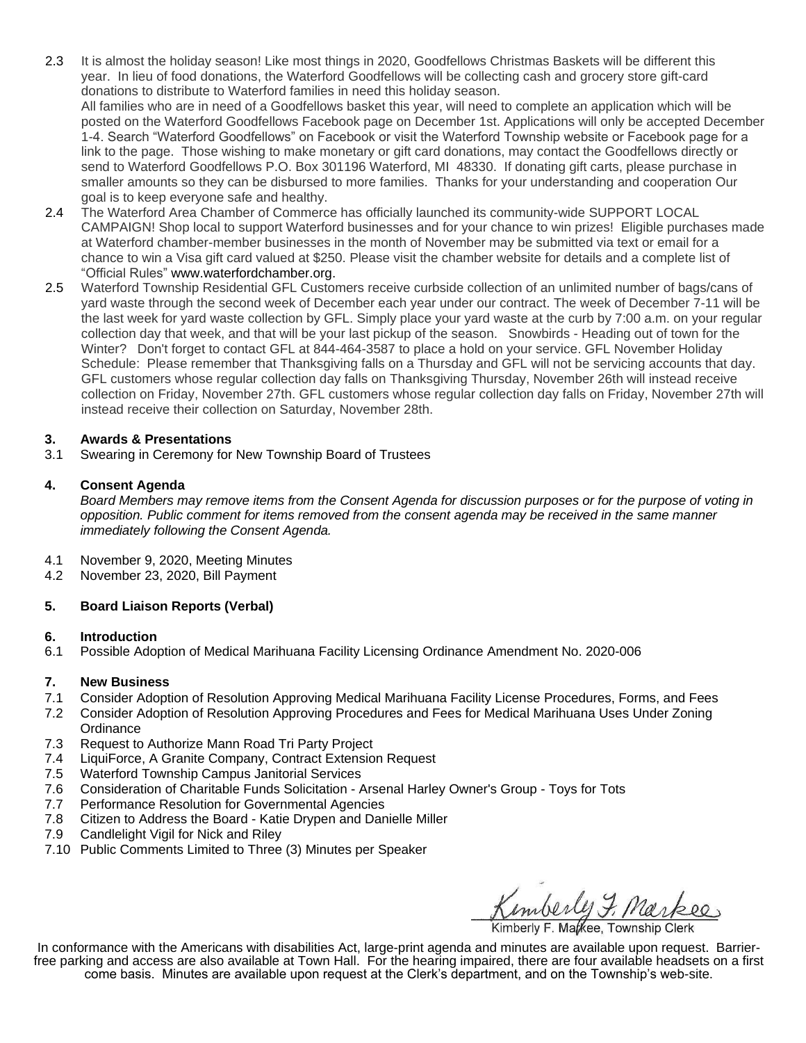2.3 It is almost the holiday season! Like most things in 2020, Goodfellows Christmas Baskets will be different this year. In lieu of food donations, the Waterford Goodfellows will be collecting cash and grocery store gift-card donations to distribute to Waterford families in need this holiday season.
All families who are in need of a Goodfellows basket this year, will need to complete an application which will be posted on the Waterford Goodfellows Facebook page on December 1st. Applications will only be accepted December 1-4. Search "Waterford Goodfellows" on Facebook or visit the Waterford Township website or Facebook page for a link to the page. Those wishing to make monetary or gift card donations, may contact the Goodfellows directly or send to Waterford Goodfellows P.O. Box 301196 Waterford, MI 48330. If donating gift carts, please purchase in smaller amounts so they can be disbursed to more families. Thanks for your understanding and cooperation Our goal is to keep everyone safe and healthy.

2.4 The Waterford Area Chamber of Commerce has officially launched its community-wide SUPPORT LOCAL CAMPAIGN! Shop local to support Waterford businesses and for your chance to win prizes! Eligible purchases made at Waterford chamber-member businesses in the month of November may be submitted via text or email for a chance to win a Visa gift card valued at $250. Please visit the chamber website for details and a complete list of "Official Rules" www.waterfordchamber.org.

2.5 Waterford Township Residential GFL Customers receive curbside collection of an unlimited number of bags/cans of yard waste through the second week of December each year under our contract. The week of December 7-11 will be the last week for yard waste collection by GFL. Simply place your yard waste at the curb by 7:00 a.m. on your regular collection day that week, and that will be your last pickup of the season. Snowbirds - Heading out of town for the Winter? Don't forget to contact GFL at 844-464-3587 to place a hold on your service. GFL November Holiday Schedule: Please remember that Thanksgiving falls on a Thursday and GFL will not be servicing accounts that day. GFL customers whose regular collection day falls on Thanksgiving Thursday, November 26th will instead receive collection on Friday, November 27th. GFL customers whose regular collection day falls on Friday, November 27th will instead receive their collection on Saturday, November 28th.

**3. Awards & Presentations**

3.1 Swearing in Ceremony for New Township Board of Trustees

**4. Consent Agenda**

*Board Members may remove items from the Consent Agenda for discussion purposes or for the purpose of voting in opposition. Public comment for items removed from the consent agenda may be received in the same manner immediately following the Consent Agenda.*

4.1 November 9, 2020, Meeting Minutes
4.2 November 23, 2020, Bill Payment

**5. Board Liaison Reports (Verbal)**

**6. Introduction**

6.1 Possible Adoption of Medical Marihuana Facility Licensing Ordinance Amendment No. 2020-006

**7. New Business**

7.1 Consider Adoption of Resolution Approving Medical Marihuana Facility License Procedures, Forms, and Fees
7.2 Consider Adoption of Resolution Approving Procedures and Fees for Medical Marihuana Uses Under Zoning Ordinance
7.3 Request to Authorize Mann Road Tri Party Project
7.4 LiquiForce, A Granite Company, Contract Extension Request
7.5 Waterford Township Campus Janitorial Services
7.6 Consideration of Charitable Funds Solicitation - Arsenal Harley Owner's Group - Toys for Tots
7.7 Performance Resolution for Governmental Agencies
7.8 Citizen to Address the Board - Katie Drypen and Danielle Miller
7.9 Candlelight Vigil for Nick and Riley
7.10 Public Comments Limited to Three (3) Minutes per Speaker

Kimberly F. Markee

Kimberly F. Markee, Township Clerk

In conformance with the Americans with disabilities Act, large-print agenda and minutes are available upon request. Barrier-free parking and access are also available at Town Hall. For the hearing impaired, there are four available headsets on a first come basis. Minutes are available upon request at the Clerk's department, and on the Township's web-site.